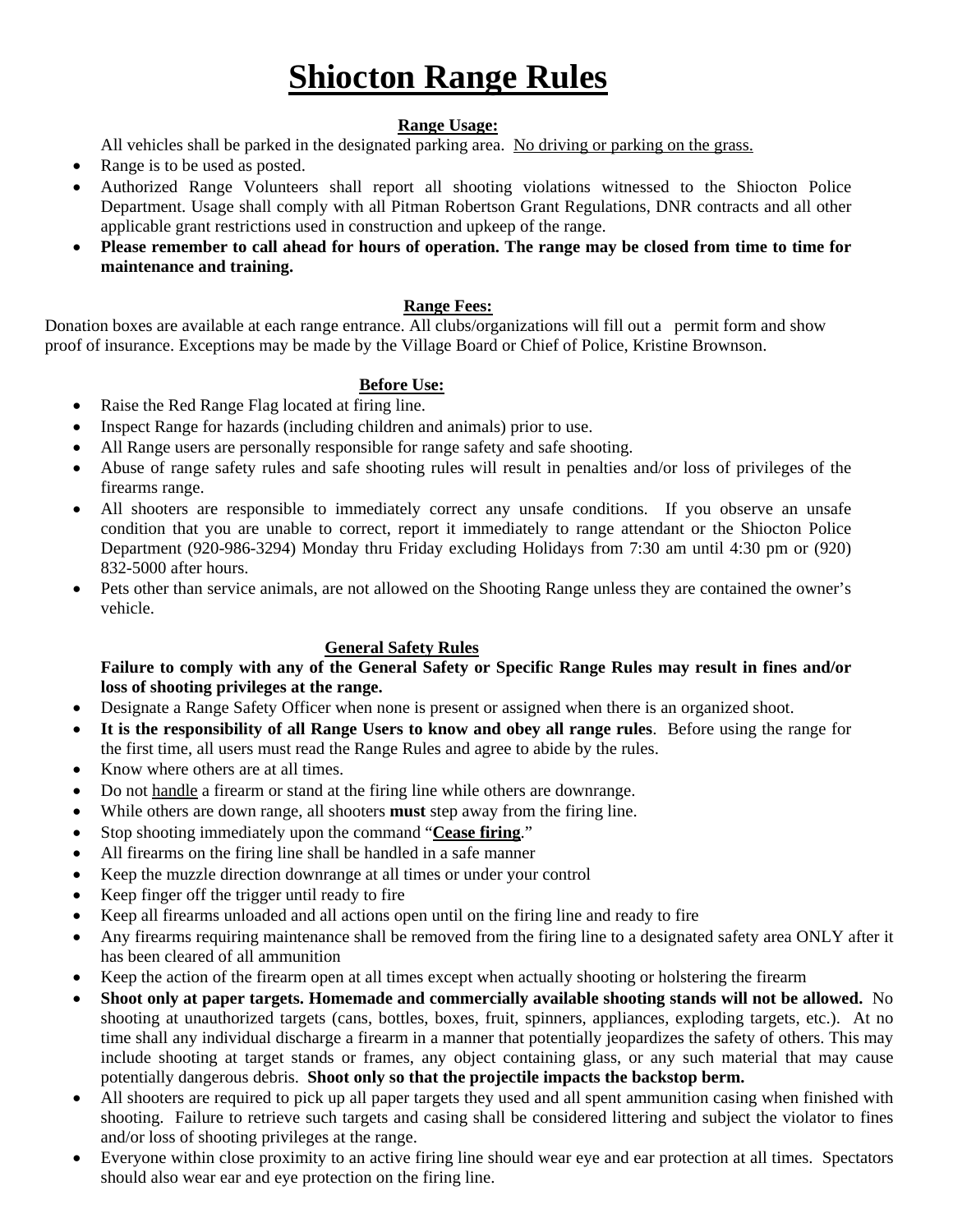# Shiocton Range Rules

## Range Usage:

All vehicles shall be parked in the designated parking area. No driving or parking on the grass.

- Range is to be used as posted.
- Authorized Range Volunteers shall report all shooting violations witnessed to the Shiocton Police Department. Usage shall comply with all Pitman Robertson Grant Regulations, DNR contracts and all other applicable grant restrictions used in construction and upkeep of the range.
- **Please remember to call ahead for hours of operation. The range may be closed from time to time for maintenance and training.**

## Range Fees:

Donation boxes are available at each range entrance. All clubs/organizations will fill out a permit form and show proof of insurance. Exceptions may be made by the Village Board or Chief of Police, Kristine Brownson.

## Before Use:

- Raise the Red Range Flag located at firing line.
- Inspect Range for hazards (including children and animals) prior to use.
- All Range users are personally responsible for range safety and safe shooting.
- Abuse of range safety rules and safe shooting rules will result in penalties and/or loss of privileges of the firearms range.
- All shooters are responsible to immediately correct any unsafe conditions. If you observe an unsafe condition that you are unable to correct, report it immediately to range attendant or the Shiocton Police Department (920-986-3294) Monday thru Friday excluding Holidays from 7:30 am until 4:30 pm or (920) 832-5000 after hours.
- Pets other than service animals, are not allowed on the Shooting Range unless they are contained the owner's vehicle.

## General Safety Rules

**Failure to comply with any of the General Safety or Specific Range Rules may result in fines and/or loss of shooting privileges at the range.**

- Designate a Range Safety Officer when none is present or assigned when there is an organized shoot.
- **It is the responsibility of all Range Users to know and obey all range rules**. Before using the range for the first time, all users must read the Range Rules and agree to abide by the rules.
- Know where others are at all times.
- Do not handle a firearm or stand at the firing line while others are downrange.
- While others are down range, all shooters **must** step away from the firing line.
- Stop shooting immediately upon the command "**Cease firing**."
- All firearms on the firing line shall be handled in a safe manner
- Keep the muzzle direction downrange at all times or under your control
- Keep finger off the trigger until ready to fire
- Keep all firearms unloaded and all actions open until on the firing line and ready to fire
- Any firearms requiring maintenance shall be removed from the firing line to a designated safety area ONLY after it has been cleared of all ammunition
- Keep the action of the firearm open at all times except when actually shooting or holstering the firearm
- **Shoot only at paper targets. Homemade and commercially available shooting stands will not be allowed.** No shooting at unauthorized targets (cans, bottles, boxes, fruit, spinners, appliances, exploding targets, etc.). At no time shall any individual discharge a firearm in a manner that potentially jeopardizes the safety of others. This may include shooting at target stands or frames, any object containing glass, or any such material that may cause potentially dangerous debris. **Shoot only so that the projectile impacts the backstop berm.**
- All shooters are required to pick up all paper targets they used and all spent ammunition casing when finished with shooting. Failure to retrieve such targets and casing shall be considered littering and subject the violator to fines and/or loss of shooting privileges at the range.
- Everyone within close proximity to an active firing line should wear eye and ear protection at all times. Spectators should also wear ear and eye protection on the firing line.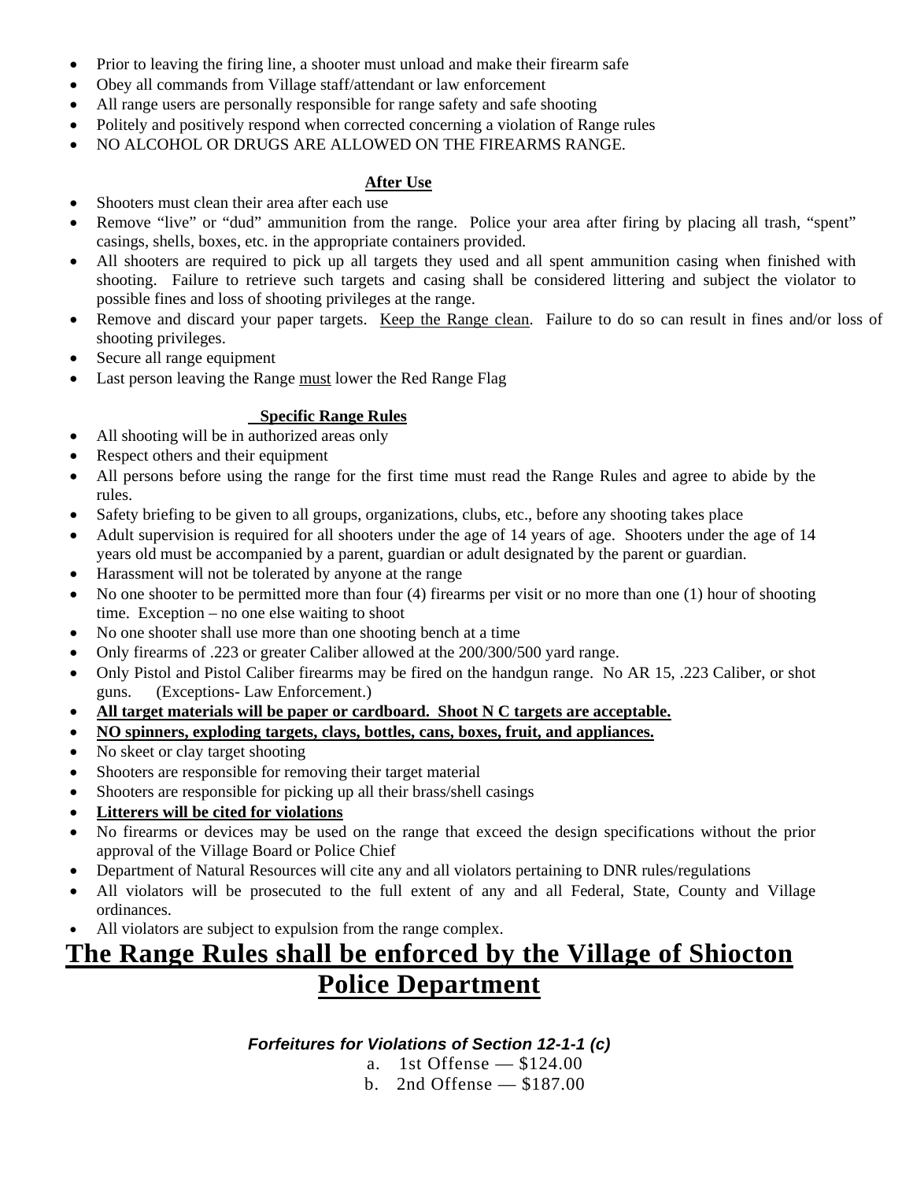- Prior to leaving the firing line, a shooter must unload and make their firearm safe
- Obey all commands from Village staff/attendant or law enforcement
- All range users are personally responsible for range safety and safe shooting
- Politely and positively respond when corrected concerning a violation of Range rules
- NO ALCOHOL OR DRUGS ARE ALLOWED ON THE FIREARMS RANGE.

### After Use

- Shooters must clean their area after each use
- Remove "live" or "dud" ammunition from the range. Police your area after firing by placing all trash, "spent" casings, shells, boxes, etc. in the appropriate containers provided.
- All shooters are required to pick up all targets they used and all spent ammunition casing when finished with shooting. Failure to retrieve such targets and casing shall be considered littering and subject the violator to possible fines and loss of shooting privileges at the range.
- Remove and discard your paper targets. Keep the Range clean. Failure to do so can result in fines and/or loss of shooting privileges.
- Secure all range equipment
- Last person leaving the Range must lower the Red Range Flag

### Specific Range Rules

- All shooting will be in authorized areas only
- Respect others and their equipment
- All persons before using the range for the first time must read the Range Rules and agree to abide by the rules.
- Safety briefing to be given to all groups, organizations, clubs, etc., before any shooting takes place
- Adult supervision is required for all shooters under the age of 14 years of age. Shooters under the age of 14 years old must be accompanied by a parent, guardian or adult designated by the parent or guardian.
- Harassment will not be tolerated by anyone at the range
- No one shooter to be permitted more than four (4) firearms per visit or no more than one (1) hour of shooting time. Exception – no one else waiting to shoot
- No one shooter shall use more than one shooting bench at a time
- Only firearms of .223 or greater Caliber allowed at the 200/300/500 yard range.
- Only Pistol and Pistol Caliber firearms may be fired on the handgun range. No AR 15, .223 Caliber, or shot guns. (Exceptions- Law Enforcement.)
- **All target materials will be paper or cardboard. Shoot N C targets are acceptable.**
- **NO spinners, exploding targets, clays, bottles, cans, boxes, fruit, and appliances.**
- No skeet or clay target shooting
- Shooters are responsible for removing their target material
- Shooters are responsible for picking up all their brass/shell casings
- **Litterers will be cited for violations**
- No firearms or devices may be used on the range that exceed the design specifications without the prior approval of the Village Board or Police Chief
- Department of Natural Resources will cite any and all violators pertaining to DNR rules/regulations
- All violators will be prosecuted to the full extent of any and all Federal, State, County and Village ordinances.
- All violators are subject to expulsion from the range complex.

# The Range Rules shall be enforced by the Village of Shiocton Police Department

***Forfeitures for Violations of Section 12-1-1 (c)***

a. 1st Offense — $124.00
b. 2nd Offense — $187.00